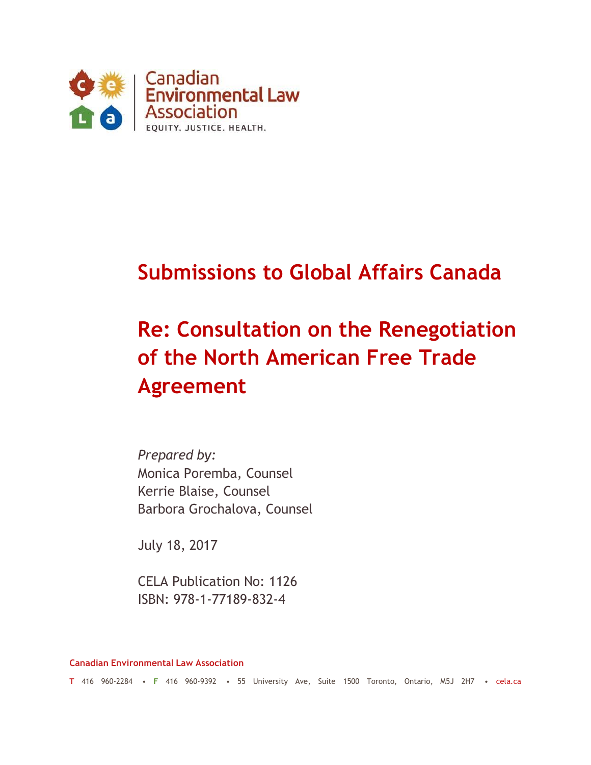Canadian Environmental Law Association

EQUITY. JUSTICE. HEALTH.

# Submissions to Global Affairs Canada

# Re: Consultation on the Renegotiation of the North American Free Trade Agreement

*Prepared by:*
Monica Poremba, Counsel
Kerrie Blaise, Counsel
Barbora Grochalova, Counsel

July 18, 2017

CELA Publication No: 1126
ISBN: 978-1-77189-832-4

**Canadian Environmental Law Association**

T 416 960-2284 • F 416 960-9392 • 55 University Ave, Suite 1500 Toronto, Ontario, M5J 2H7 • cela.ca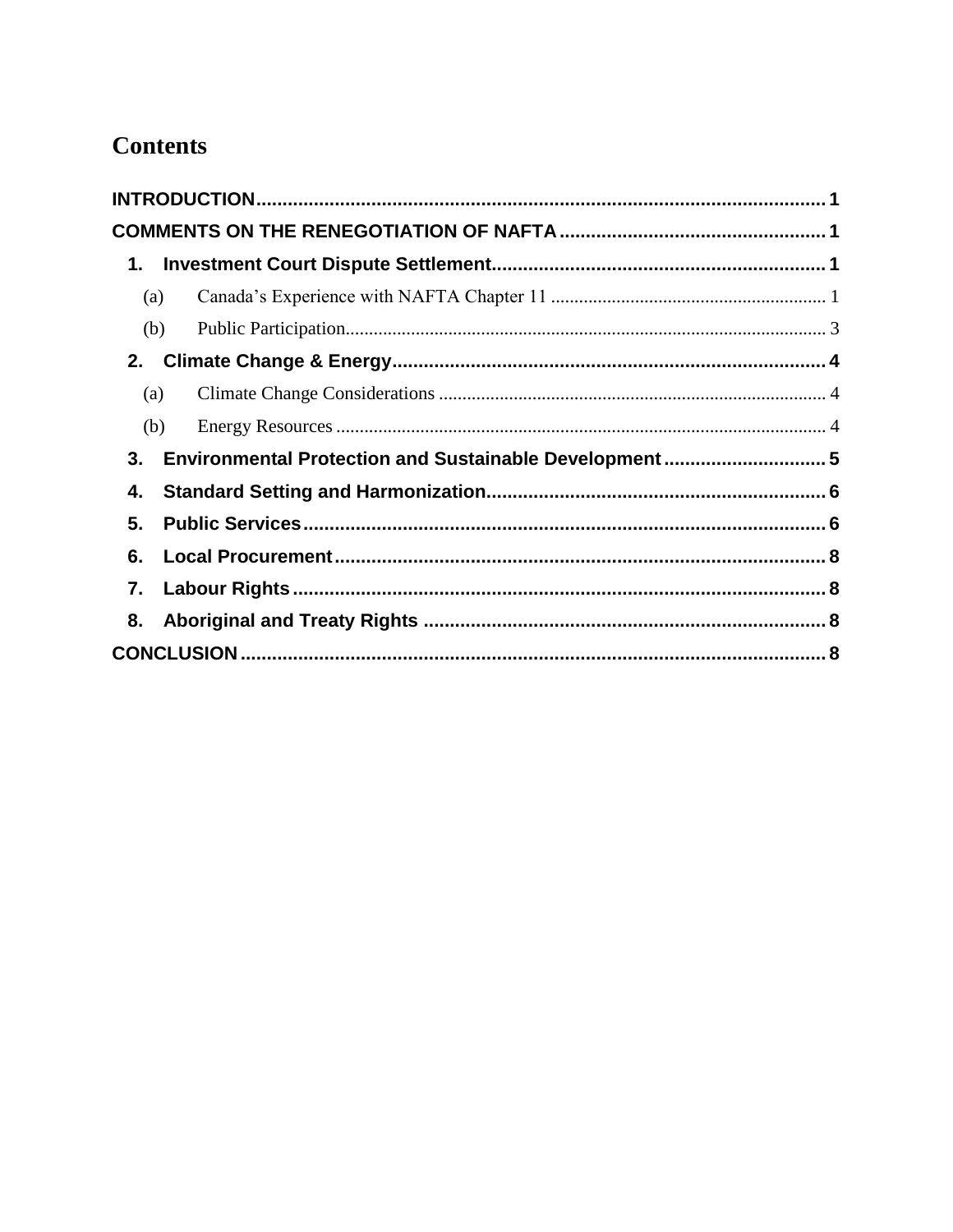# Contents

INTRODUCTION .......... 1

COMMENTS ON THE RENEGOTIATION OF NAFTA .......... 1

1. Investment Court Dispute Settlement .......... 1
   - (a) Canada's Experience with NAFTA Chapter 11 .......... 1
   - (b) Public Participation .......... 3
2. Climate Change & Energy .......... 4
   - (a) Climate Change Considerations .......... 4
   - (b) Energy Resources .......... 4
3. Environmental Protection and Sustainable Development .......... 5
4. Standard Setting and Harmonization .......... 6
5. Public Services .......... 6
6. Local Procurement .......... 8
7. Labour Rights .......... 8
8. Aboriginal and Treaty Rights .......... 8

CONCLUSION .......... 8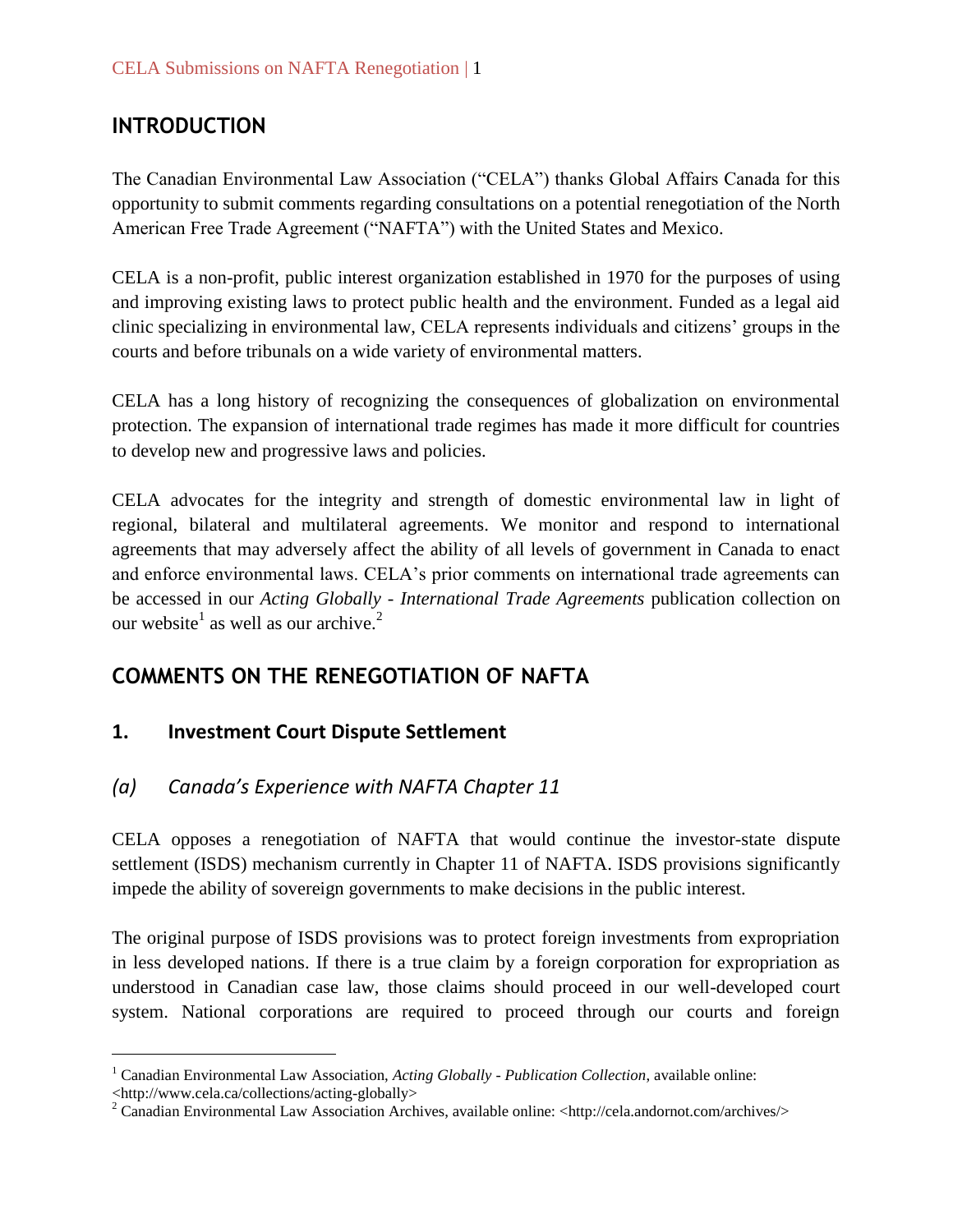## INTRODUCTION

The Canadian Environmental Law Association ("CELA") thanks Global Affairs Canada for this opportunity to submit comments regarding consultations on a potential renegotiation of the North American Free Trade Agreement ("NAFTA") with the United States and Mexico.

CELA is a non-profit, public interest organization established in 1970 for the purposes of using and improving existing laws to protect public health and the environment. Funded as a legal aid clinic specializing in environmental law, CELA represents individuals and citizens' groups in the courts and before tribunals on a wide variety of environmental matters.

CELA has a long history of recognizing the consequences of globalization on environmental protection. The expansion of international trade regimes has made it more difficult for countries to develop new and progressive laws and policies.

CELA advocates for the integrity and strength of domestic environmental law in light of regional, bilateral and multilateral agreements. We monitor and respond to international agreements that may adversely affect the ability of all levels of government in Canada to enact and enforce environmental laws. CELA's prior comments on international trade agreements can be accessed in our *Acting Globally - International Trade Agreements* publication collection on our website[1] as well as our archive.[2]

## COMMENTS ON THE RENEGOTIATION OF NAFTA

### 1. Investment Court Dispute Settlement

#### *(a) Canada's Experience with NAFTA Chapter 11*

CELA opposes a renegotiation of NAFTA that would continue the investor-state dispute settlement (ISDS) mechanism currently in Chapter 11 of NAFTA. ISDS provisions significantly impede the ability of sovereign governments to make decisions in the public interest.

The original purpose of ISDS provisions was to protect foreign investments from expropriation in less developed nations. If there is a true claim by a foreign corporation for expropriation as understood in Canadian case law, those claims should proceed in our well-developed court system. National corporations are required to proceed through our courts and foreign

---

[1] Canadian Environmental Law Association, *Acting Globally - Publication Collection*, available online: <http://www.cela.ca/collections/acting-globally>

[2] Canadian Environmental Law Association Archives, available online: <http://cela.andornot.com/archives/>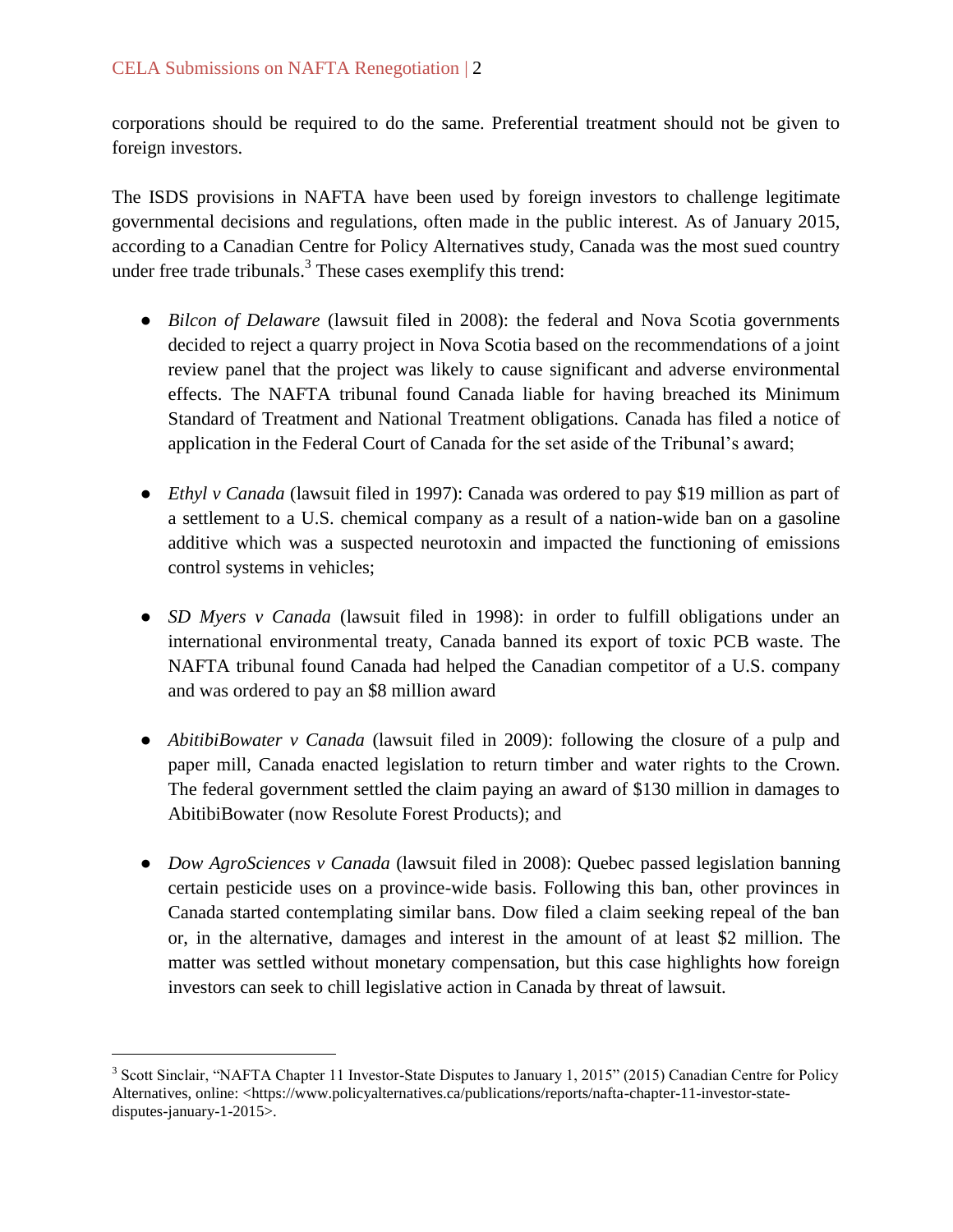corporations should be required to do the same. Preferential treatment should not be given to foreign investors.

The ISDS provisions in NAFTA have been used by foreign investors to challenge legitimate governmental decisions and regulations, often made in the public interest. As of January 2015, according to a Canadian Centre for Policy Alternatives study, Canada was the most sued country under free trade tribunals.[3] These cases exemplify this trend:

- *Bilcon of Delaware* (lawsuit filed in 2008): the federal and Nova Scotia governments decided to reject a quarry project in Nova Scotia based on the recommendations of a joint review panel that the project was likely to cause significant and adverse environmental effects. The NAFTA tribunal found Canada liable for having breached its Minimum Standard of Treatment and National Treatment obligations. Canada has filed a notice of application in the Federal Court of Canada for the set aside of the Tribunal's award;

- *Ethyl v Canada* (lawsuit filed in 1997): Canada was ordered to pay $19 million as part of a settlement to a U.S. chemical company as a result of a nation-wide ban on a gasoline additive which was a suspected neurotoxin and impacted the functioning of emissions control systems in vehicles;

- *SD Myers v Canada* (lawsuit filed in 1998): in order to fulfill obligations under an international environmental treaty, Canada banned its export of toxic PCB waste. The NAFTA tribunal found Canada had helped the Canadian competitor of a U.S. company and was ordered to pay an $8 million award

- *AbitibiBowater v Canada* (lawsuit filed in 2009): following the closure of a pulp and paper mill, Canada enacted legislation to return timber and water rights to the Crown. The federal government settled the claim paying an award of $130 million in damages to AbitibiBowater (now Resolute Forest Products); and

- *Dow AgroSciences v Canada* (lawsuit filed in 2008): Quebec passed legislation banning certain pesticide uses on a province-wide basis. Following this ban, other provinces in Canada started contemplating similar bans. Dow filed a claim seeking repeal of the ban or, in the alternative, damages and interest in the amount of at least $2 million. The matter was settled without monetary compensation, but this case highlights how foreign investors can seek to chill legislative action in Canada by threat of lawsuit.

---

[3] Scott Sinclair, "NAFTA Chapter 11 Investor-State Disputes to January 1, 2015" (2015) Canadian Centre for Policy Alternatives, online: <https://www.policyalternatives.ca/publications/reports/nafta-chapter-11-investor-state-disputes-january-1-2015>.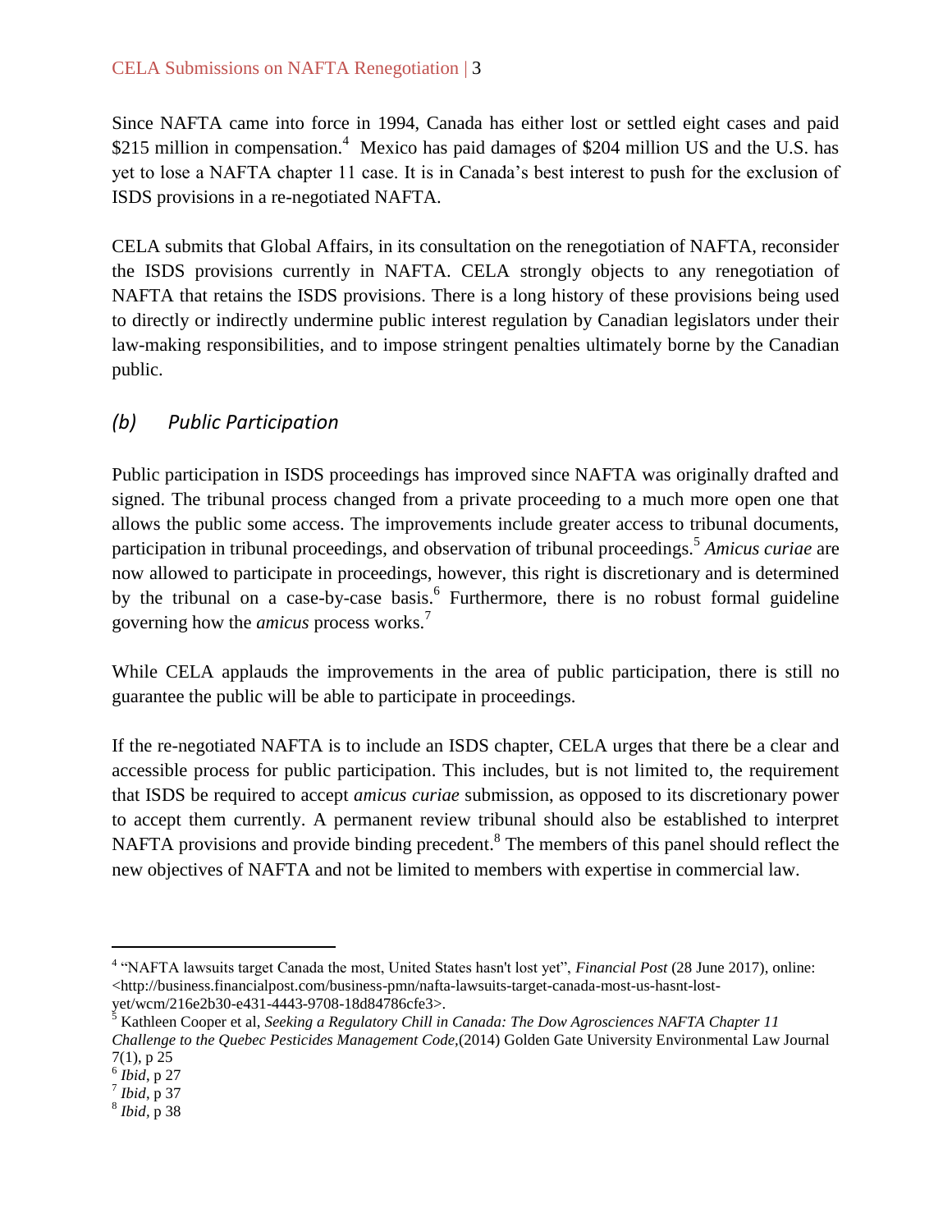Since NAFTA came into force in 1994, Canada has either lost or settled eight cases and paid $215 million in compensation.[4] Mexico has paid damages of $204 million US and the U.S. has yet to lose a NAFTA chapter 11 case. It is in Canada's best interest to push for the exclusion of ISDS provisions in a re-negotiated NAFTA.

CELA submits that Global Affairs, in its consultation on the renegotiation of NAFTA, reconsider the ISDS provisions currently in NAFTA. CELA strongly objects to any renegotiation of NAFTA that retains the ISDS provisions. There is a long history of these provisions being used to directly or indirectly undermine public interest regulation by Canadian legislators under their law-making responsibilities, and to impose stringent penalties ultimately borne by the Canadian public.

## *(b) Public Participation*

Public participation in ISDS proceedings has improved since NAFTA was originally drafted and signed. The tribunal process changed from a private proceeding to a much more open one that allows the public some access. The improvements include greater access to tribunal documents, participation in tribunal proceedings, and observation of tribunal proceedings.[5] *Amicus curiae* are now allowed to participate in proceedings, however, this right is discretionary and is determined by the tribunal on a case-by-case basis.[6] Furthermore, there is no robust formal guideline governing how the *amicus* process works.[7]

While CELA applauds the improvements in the area of public participation, there is still no guarantee the public will be able to participate in proceedings.

If the re-negotiated NAFTA is to include an ISDS chapter, CELA urges that there be a clear and accessible process for public participation. This includes, but is not limited to, the requirement that ISDS be required to accept *amicus curiae* submission, as opposed to its discretionary power to accept them currently. A permanent review tribunal should also be established to interpret NAFTA provisions and provide binding precedent.[8] The members of this panel should reflect the new objectives of NAFTA and not be limited to members with expertise in commercial law.

---

[4] "NAFTA lawsuits target Canada the most, United States hasn't lost yet", *Financial Post* (28 June 2017), online: <http://business.financialpost.com/business-pmn/nafta-lawsuits-target-canada-most-us-hasnt-lost-yet/wcm/216e2b30-e431-4443-9708-18d84786cfe3>.

[5] Kathleen Cooper et al, *Seeking a Regulatory Chill in Canada: The Dow Agrosciences NAFTA Chapter 11 Challenge to the Quebec Pesticides Management Code*,(2014) Golden Gate University Environmental Law Journal 7(1), p 25

[6] *Ibid*, p 27

[7] *Ibid*, p 37

[8] *Ibid*, p 38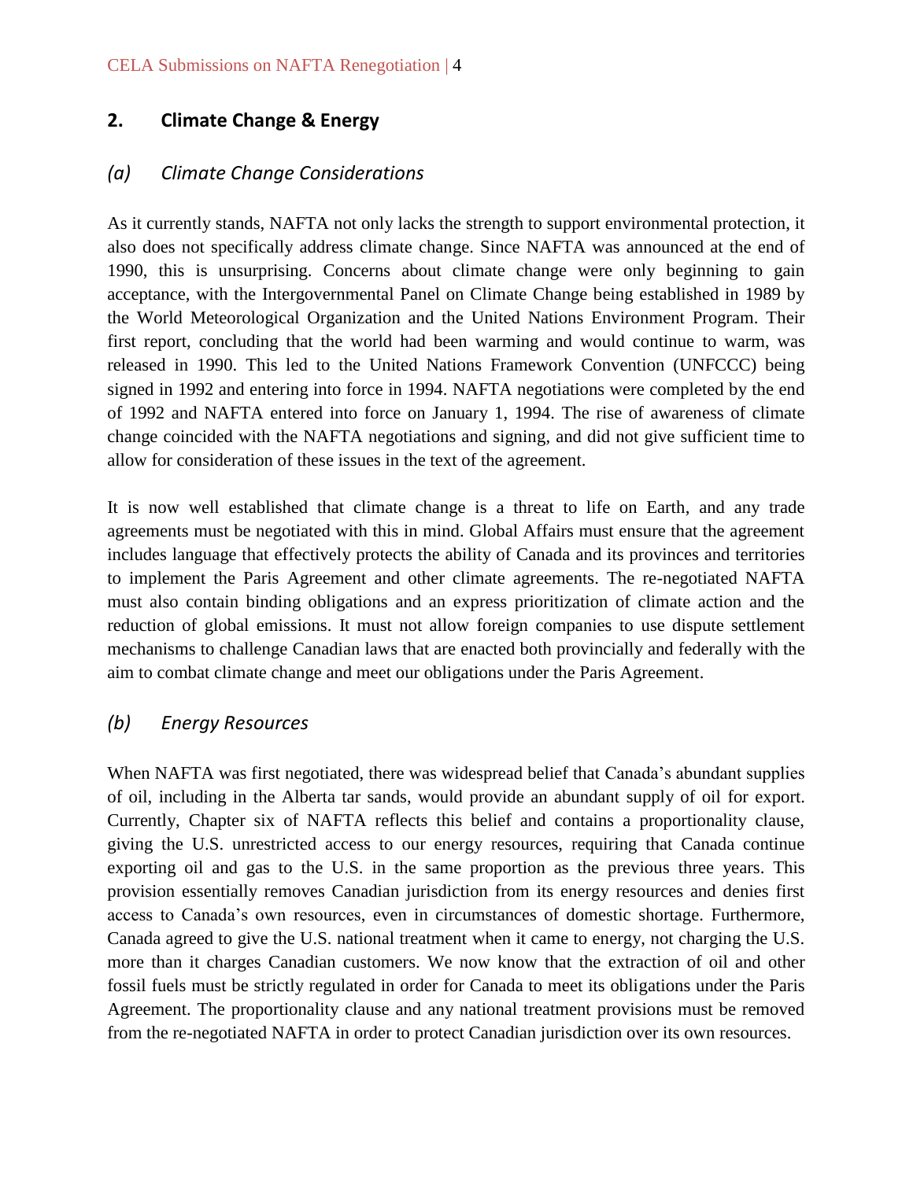## 2. Climate Change & Energy

### *(a) Climate Change Considerations*

As it currently stands, NAFTA not only lacks the strength to support environmental protection, it also does not specifically address climate change. Since NAFTA was announced at the end of 1990, this is unsurprising. Concerns about climate change were only beginning to gain acceptance, with the Intergovernmental Panel on Climate Change being established in 1989 by the World Meteorological Organization and the United Nations Environment Program. Their first report, concluding that the world had been warming and would continue to warm, was released in 1990. This led to the United Nations Framework Convention (UNFCCC) being signed in 1992 and entering into force in 1994. NAFTA negotiations were completed by the end of 1992 and NAFTA entered into force on January 1, 1994. The rise of awareness of climate change coincided with the NAFTA negotiations and signing, and did not give sufficient time to allow for consideration of these issues in the text of the agreement.

It is now well established that climate change is a threat to life on Earth, and any trade agreements must be negotiated with this in mind. Global Affairs must ensure that the agreement includes language that effectively protects the ability of Canada and its provinces and territories to implement the Paris Agreement and other climate agreements. The re-negotiated NAFTA must also contain binding obligations and an express prioritization of climate action and the reduction of global emissions. It must not allow foreign companies to use dispute settlement mechanisms to challenge Canadian laws that are enacted both provincially and federally with the aim to combat climate change and meet our obligations under the Paris Agreement.

### *(b) Energy Resources*

When NAFTA was first negotiated, there was widespread belief that Canada's abundant supplies of oil, including in the Alberta tar sands, would provide an abundant supply of oil for export. Currently, Chapter six of NAFTA reflects this belief and contains a proportionality clause, giving the U.S. unrestricted access to our energy resources, requiring that Canada continue exporting oil and gas to the U.S. in the same proportion as the previous three years. This provision essentially removes Canadian jurisdiction from its energy resources and denies first access to Canada's own resources, even in circumstances of domestic shortage. Furthermore, Canada agreed to give the U.S. national treatment when it came to energy, not charging the U.S. more than it charges Canadian customers. We now know that the extraction of oil and other fossil fuels must be strictly regulated in order for Canada to meet its obligations under the Paris Agreement. The proportionality clause and any national treatment provisions must be removed from the re-negotiated NAFTA in order to protect Canadian jurisdiction over its own resources.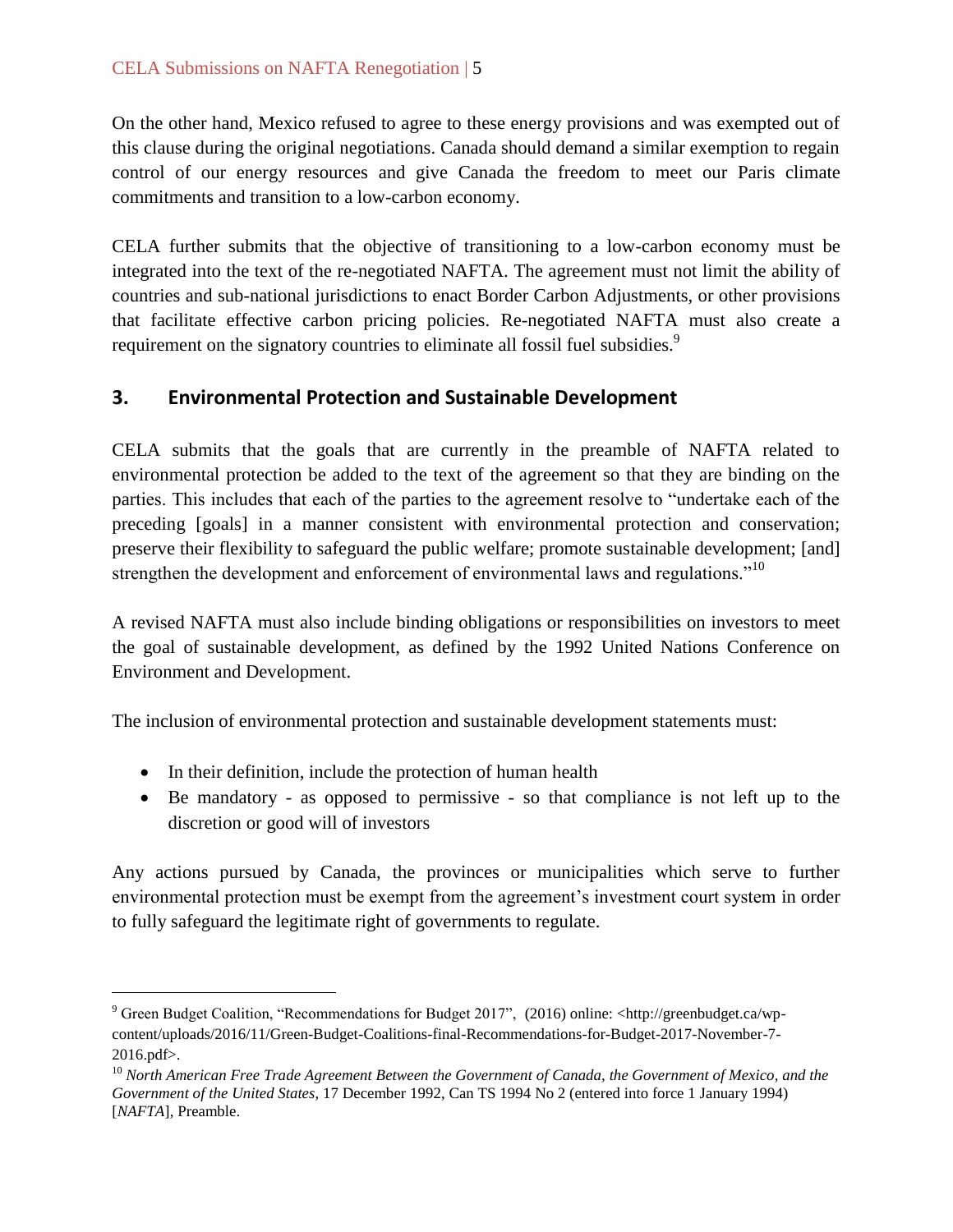On the other hand, Mexico refused to agree to these energy provisions and was exempted out of this clause during the original negotiations. Canada should demand a similar exemption to regain control of our energy resources and give Canada the freedom to meet our Paris climate commitments and transition to a low-carbon economy.

CELA further submits that the objective of transitioning to a low-carbon economy must be integrated into the text of the re-negotiated NAFTA. The agreement must not limit the ability of countries and sub-national jurisdictions to enact Border Carbon Adjustments, or other provisions that facilitate effective carbon pricing policies. Re-negotiated NAFTA must also create a requirement on the signatory countries to eliminate all fossil fuel subsidies.[9]

## 3. Environmental Protection and Sustainable Development

CELA submits that the goals that are currently in the preamble of NAFTA related to environmental protection be added to the text of the agreement so that they are binding on the parties. This includes that each of the parties to the agreement resolve to "undertake each of the preceding [goals] in a manner consistent with environmental protection and conservation; preserve their flexibility to safeguard the public welfare; promote sustainable development; [and] strengthen the development and enforcement of environmental laws and regulations."[10]

A revised NAFTA must also include binding obligations or responsibilities on investors to meet the goal of sustainable development, as defined by the 1992 United Nations Conference on Environment and Development.

The inclusion of environmental protection and sustainable development statements must:

- In their definition, include the protection of human health
- Be mandatory - as opposed to permissive - so that compliance is not left up to the discretion or good will of investors

Any actions pursued by Canada, the provinces or municipalities which serve to further environmental protection must be exempt from the agreement's investment court system in order to fully safeguard the legitimate right of governments to regulate.

---

[9] Green Budget Coalition, "Recommendations for Budget 2017", (2016) online: <http://greenbudget.ca/wp-content/uploads/2016/11/Green-Budget-Coalitions-final-Recommendations-for-Budget-2017-November-7-2016.pdf>.

[10] *North American Free Trade Agreement Between the Government of Canada, the Government of Mexico, and the Government of the United States*, 17 December 1992, Can TS 1994 No 2 (entered into force 1 January 1994) [*NAFTA*], Preamble.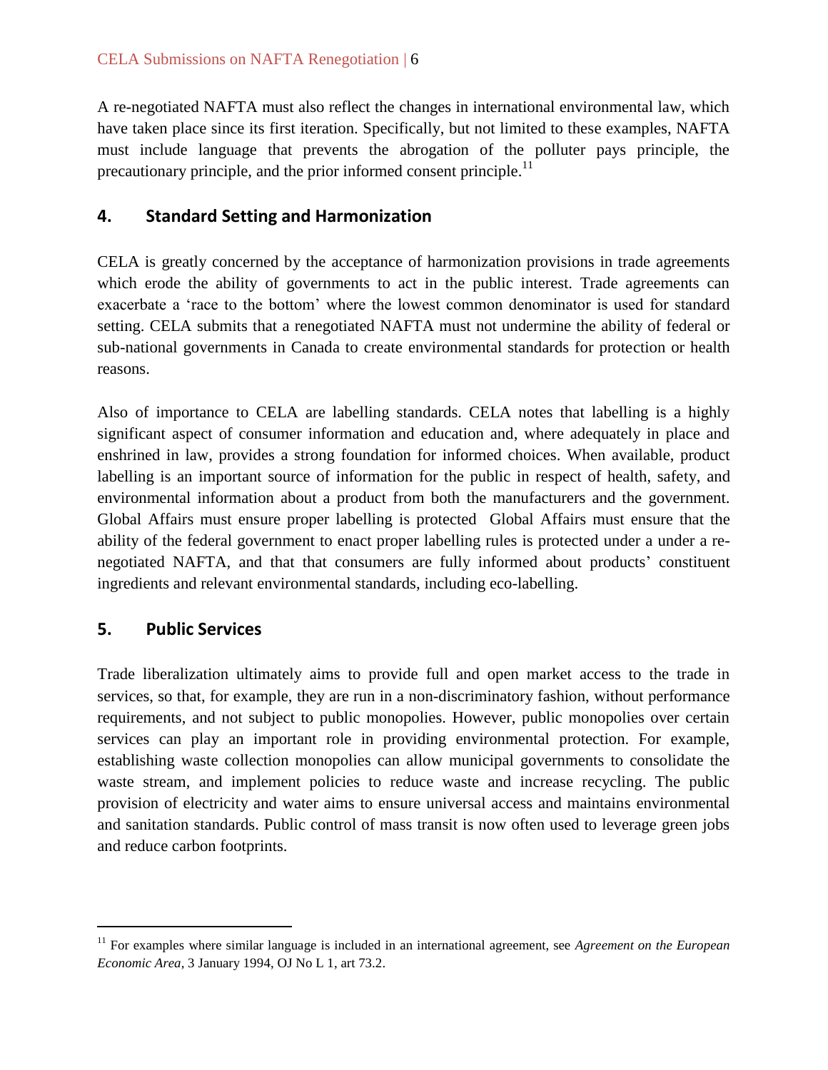A re-negotiated NAFTA must also reflect the changes in international environmental law, which have taken place since its first iteration. Specifically, but not limited to these examples, NAFTA must include language that prevents the abrogation of the polluter pays principle, the precautionary principle, and the prior informed consent principle.[11]

## 4. Standard Setting and Harmonization

CELA is greatly concerned by the acceptance of harmonization provisions in trade agreements which erode the ability of governments to act in the public interest. Trade agreements can exacerbate a 'race to the bottom' where the lowest common denominator is used for standard setting. CELA submits that a renegotiated NAFTA must not undermine the ability of federal or sub-national governments in Canada to create environmental standards for protection or health reasons.

Also of importance to CELA are labelling standards. CELA notes that labelling is a highly significant aspect of consumer information and education and, where adequately in place and enshrined in law, provides a strong foundation for informed choices. When available, product labelling is an important source of information for the public in respect of health, safety, and environmental information about a product from both the manufacturers and the government. Global Affairs must ensure proper labelling is protected Global Affairs must ensure that the ability of the federal government to enact proper labelling rules is protected under a under a re-negotiated NAFTA, and that that consumers are fully informed about products' constituent ingredients and relevant environmental standards, including eco-labelling.

## 5. Public Services

Trade liberalization ultimately aims to provide full and open market access to the trade in services, so that, for example, they are run in a non-discriminatory fashion, without performance requirements, and not subject to public monopolies. However, public monopolies over certain services can play an important role in providing environmental protection. For example, establishing waste collection monopolies can allow municipal governments to consolidate the waste stream, and implement policies to reduce waste and increase recycling. The public provision of electricity and water aims to ensure universal access and maintains environmental and sanitation standards. Public control of mass transit is now often used to leverage green jobs and reduce carbon footprints.

---

[11] For examples where similar language is included in an international agreement, see *Agreement on the European Economic Area*, 3 January 1994, OJ No L 1, art 73.2.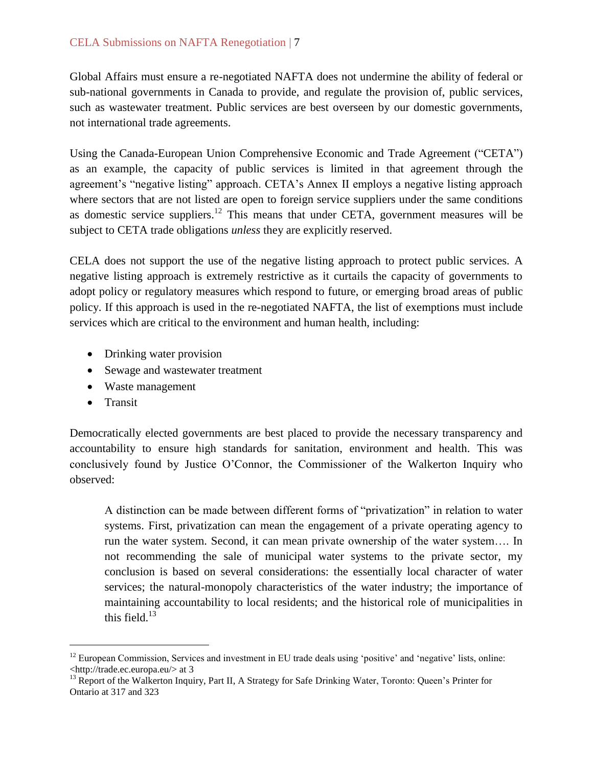Global Affairs must ensure a re-negotiated NAFTA does not undermine the ability of federal or sub-national governments in Canada to provide, and regulate the provision of, public services, such as wastewater treatment. Public services are best overseen by our domestic governments, not international trade agreements.

Using the Canada-European Union Comprehensive Economic and Trade Agreement ("CETA") as an example, the capacity of public services is limited in that agreement through the agreement's "negative listing" approach. CETA's Annex II employs a negative listing approach where sectors that are not listed are open to foreign service suppliers under the same conditions as domestic service suppliers.[12] This means that under CETA, government measures will be subject to CETA trade obligations *unless* they are explicitly reserved.

CELA does not support the use of the negative listing approach to protect public services. A negative listing approach is extremely restrictive as it curtails the capacity of governments to adopt policy or regulatory measures which respond to future, or emerging broad areas of public policy. If this approach is used in the re-negotiated NAFTA, the list of exemptions must include services which are critical to the environment and human health, including:

- Drinking water provision
- Sewage and wastewater treatment
- Waste management
- Transit

Democratically elected governments are best placed to provide the necessary transparency and accountability to ensure high standards for sanitation, environment and health. This was conclusively found by Justice O'Connor, the Commissioner of the Walkerton Inquiry who observed:

> A distinction can be made between different forms of "privatization" in relation to water systems. First, privatization can mean the engagement of a private operating agency to run the water system. Second, it can mean private ownership of the water system…. In not recommending the sale of municipal water systems to the private sector, my conclusion is based on several considerations: the essentially local character of water services; the natural-monopoly characteristics of the water industry; the importance of maintaining accountability to local residents; and the historical role of municipalities in this field.[13]

---

[12] European Commission, Services and investment in EU trade deals using 'positive' and 'negative' lists, online: <http://trade.ec.europa.eu/> at 3

[13] Report of the Walkerton Inquiry, Part II, A Strategy for Safe Drinking Water, Toronto: Queen's Printer for Ontario at 317 and 323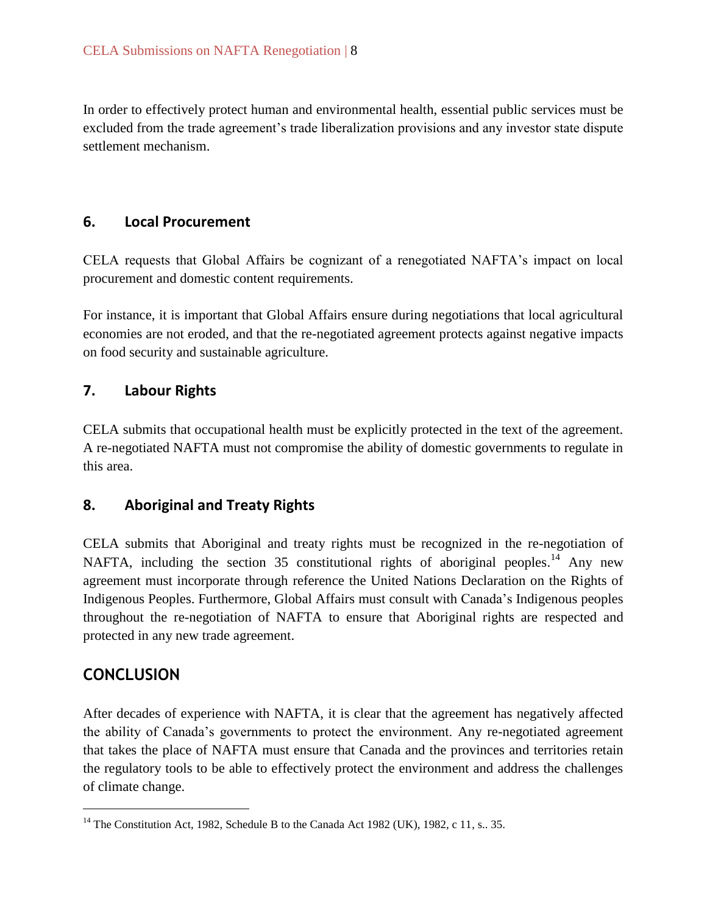In order to effectively protect human and environmental health, essential public services must be excluded from the trade agreement's trade liberalization provisions and any investor state dispute settlement mechanism.

## 6. Local Procurement

CELA requests that Global Affairs be cognizant of a renegotiated NAFTA's impact on local procurement and domestic content requirements.

For instance, it is important that Global Affairs ensure during negotiations that local agricultural economies are not eroded, and that the re-negotiated agreement protects against negative impacts on food security and sustainable agriculture.

## 7. Labour Rights

CELA submits that occupational health must be explicitly protected in the text of the agreement. A re-negotiated NAFTA must not compromise the ability of domestic governments to regulate in this area.

## 8. Aboriginal and Treaty Rights

CELA submits that Aboriginal and treaty rights must be recognized in the re-negotiation of NAFTA, including the section 35 constitutional rights of aboriginal peoples.[14] Any new agreement must incorporate through reference the United Nations Declaration on the Rights of Indigenous Peoples. Furthermore, Global Affairs must consult with Canada's Indigenous peoples throughout the re-negotiation of NAFTA to ensure that Aboriginal rights are respected and protected in any new trade agreement.

# CONCLUSION

After decades of experience with NAFTA, it is clear that the agreement has negatively affected the ability of Canada's governments to protect the environment. Any re-negotiated agreement that takes the place of NAFTA must ensure that Canada and the provinces and territories retain the regulatory tools to be able to effectively protect the environment and address the challenges of climate change.

---

[14] The Constitution Act, 1982, Schedule B to the Canada Act 1982 (UK), 1982, c 11, s.. 35.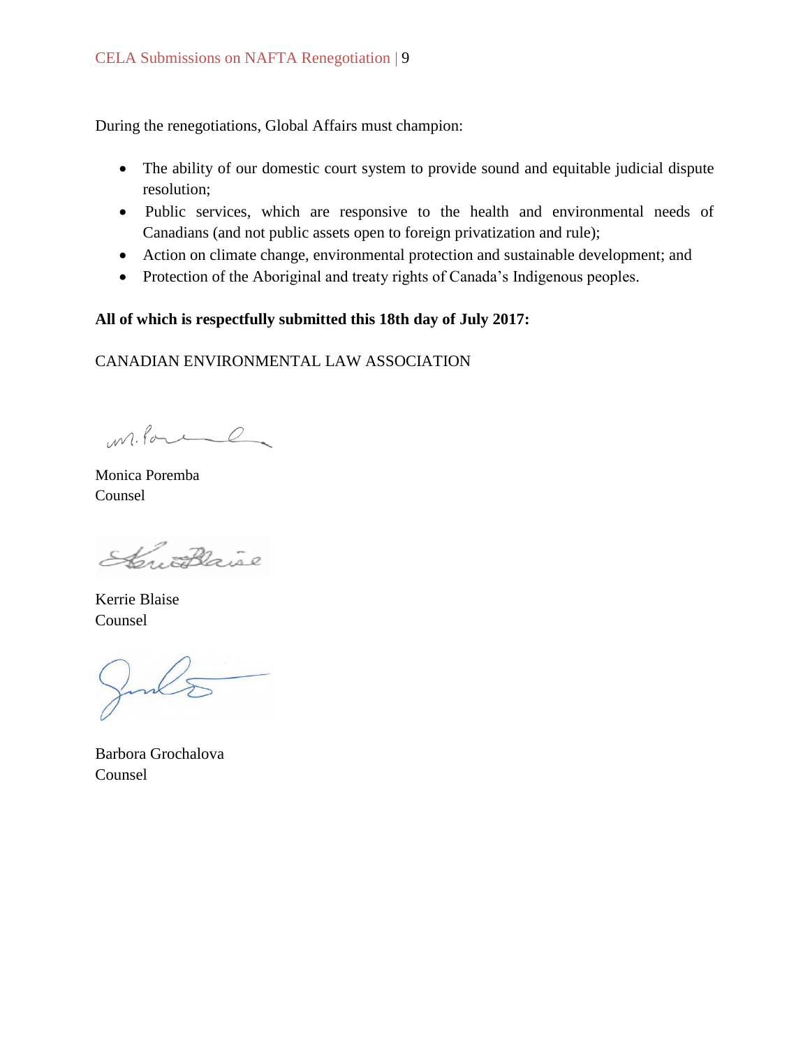During the renegotiations, Global Affairs must champion:

- The ability of our domestic court system to provide sound and equitable judicial dispute resolution;
- Public services, which are responsive to the health and environmental needs of Canadians (and not public assets open to foreign privatization and rule);
- Action on climate change, environmental protection and sustainable development; and
- Protection of the Aboriginal and treaty rights of Canada's Indigenous peoples.

**All of which is respectfully submitted this 18th day of July 2017:**

CANADIAN ENVIRONMENTAL LAW ASSOCIATION

Monica Poremba
Counsel

Kerrie Blaise
Counsel

Barbora Grochalova
Counsel